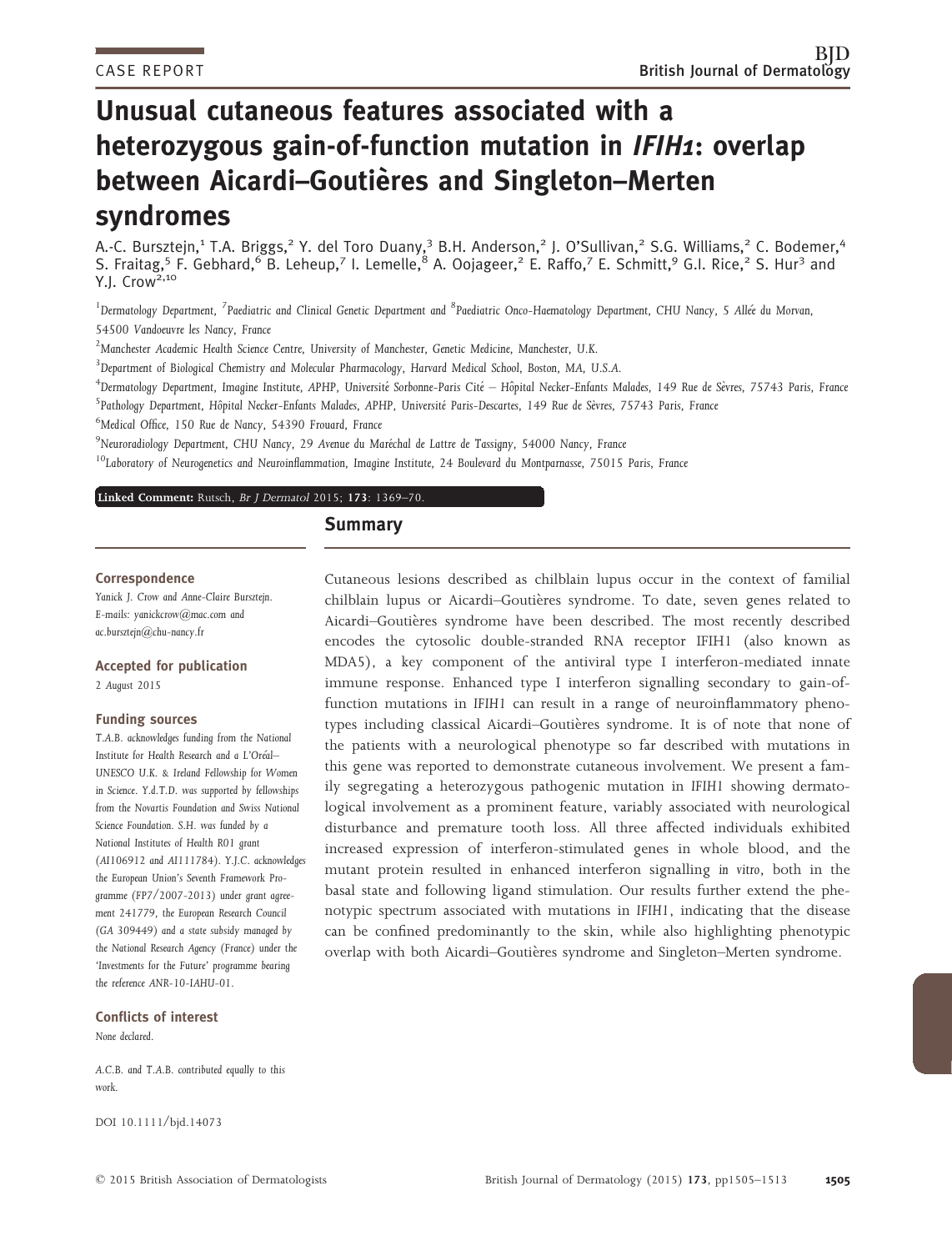CASE REPORT

# Unusual cutaneous features associated with a heterozygous gain-of-function mutation in *IFIH1*: overlap between Aicardi–Goutières and Singleton–Merten syndromes

A.-C. Bursztejn,[1] T.A. Briggs,[2] Y. del Toro Duany,[3] B.H. Anderson,[2] J. O'Sullivan,[2] S.G. Williams,[2] C. Bodemer,[4] S. Fraitag,[5] F. Gebhard,[6] B. Leheup,[7] I. Lemelle,[8] A. Oojageer,[2] E. Raffo,[7] E. Schmitt,[9] G.I. Rice,[2] S. Hur[3] and Y.J. Crow[2,10]

[1]Dermatology Department, [7]Paediatric and Clinical Genetic Department and [8]Paediatric Onco-Haematology Department, CHU Nancy, 5 Allée du Morvan, 54500 Vandoeuvre les Nancy, France

[2]Manchester Academic Health Science Centre, University of Manchester, Genetic Medicine, Manchester, U.K.

[3]Department of Biological Chemistry and Molecular Pharmacology, Harvard Medical School, Boston, MA, U.S.A.

[4]Dermatology Department, Imagine Institute, APHP, Université Sorbonne-Paris Cité – Hôpital Necker-Enfants Malades, 149 Rue de Sèvres, 75743 Paris, France

[5]Pathology Department, Hôpital Necker-Enfants Malades, APHP, Université Paris-Descartes, 149 Rue de Sèvres, 75743 Paris, France

[6]Medical Office, 150 Rue de Nancy, 54390 Frouard, France

[9]Neuroradiology Department, CHU Nancy, 29 Avenue du Maréchal de Lattre de Tassigny, 54000 Nancy, France

[10]Laboratory of Neurogenetics and Neuroinflammation, Imagine Institute, 24 Boulevard du Montparnasse, 75015 Paris, France

**Linked Comment:** Rutsch, *Br J Dermatol* 2015; **173**: 1369–70.

## Summary

Cutaneous lesions described as chilblain lupus occur in the context of familial chilblain lupus or Aicardi–Goutières syndrome. To date, seven genes related to Aicardi–Goutières syndrome have been described. The most recently described encodes the cytosolic double-stranded RNA receptor IFIH1 (also known as MDA5), a key component of the antiviral type I interferon-mediated innate immune response. Enhanced type I interferon signalling secondary to gain-of-function mutations in *IFIH1* can result in a range of neuroinflammatory phenotypes including classical Aicardi–Goutières syndrome. It is of note that none of the patients with a neurological phenotype so far described with mutations in this gene was reported to demonstrate cutaneous involvement. We present a family segregating a heterozygous pathogenic mutation in *IFIH1* showing dermatological involvement as a prominent feature, variably associated with neurological disturbance and premature tooth loss. All three affected individuals exhibited increased expression of interferon-stimulated genes in whole blood, and the mutant protein resulted in enhanced interferon signalling *in vitro*, both in the basal state and following ligand stimulation. Our results further extend the phenotypic spectrum associated with mutations in *IFIH1*, indicating that the disease can be confined predominantly to the skin, while also highlighting phenotypic overlap with both Aicardi–Goutières syndrome and Singleton–Merten syndrome.

**Correspondence**

Yanick J. Crow and Anne-Claire Bursztejn.
E-mails: yanickcrow@mac.com and ac.bursztejn@chu-nancy.fr

**Accepted for publication**

2 August 2015

**Funding sources**

T.A.B. acknowledges funding from the National Institute for Health Research and a L'Oréal–UNESCO U.K. & Ireland Fellowship for Women in Science. Y.d.T.D. was supported by fellowships from the Novartis Foundation and Swiss National Science Foundation. S.H. was funded by a National Institutes of Health R01 grant (AI106912 and AI111784). Y.J.C. acknowledges the European Union's Seventh Framework Programme (FP7/2007-2013) under grant agreement 241779, the European Research Council (GA 309449) and a state subsidy managed by the National Research Agency (France) under the 'Investments for the Future' programme bearing the reference ANR-10-IAHU-01.

**Conflicts of interest**

None declared.

*A.C.B. and T.A.B. contributed equally to this work.*

DOI 10.1111/bjd.14073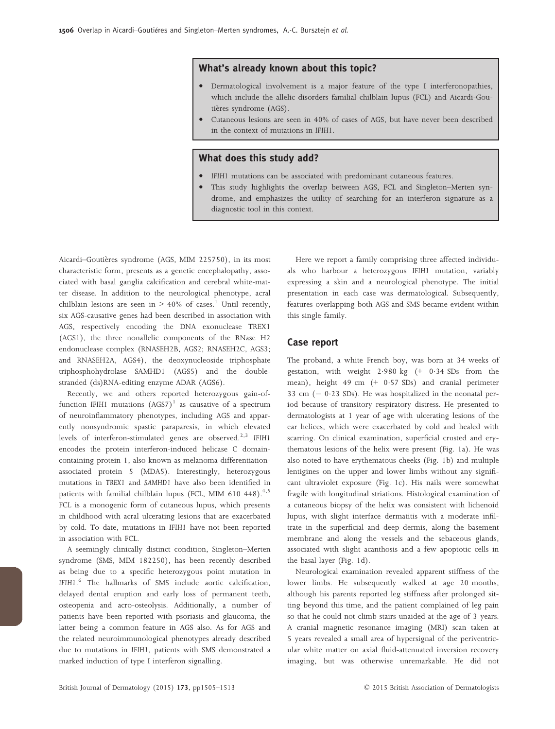## What's already known about this topic?

- Dermatological involvement is a major feature of the type I interferonopathies, which include the allelic disorders familial chilblain lupus (FCL) and Aicardi-Goutières syndrome (AGS).
- Cutaneous lesions are seen in 40% of cases of AGS, but have never been described in the context of mutations in *IFIH1*.

## What does this study add?

- *IFIH1* mutations can be associated with predominant cutaneous features.
- This study highlights the overlap between AGS, FCL and Singleton–Merten syndrome, and emphasizes the utility of searching for an interferon signature as a diagnostic tool in this context.

Aicardi–Goutières syndrome (AGS, MIM 225750), in its most characteristic form, presents as a genetic encephalopathy, associated with basal ganglia calcification and cerebral white-matter disease. In addition to the neurological phenotype, acral chilblain lesions are seen in > 40% of cases.[1] Until recently, six AGS-causative genes had been described in association with AGS, respectively encoding the DNA exonuclease TREX1 (AGS1), the three nonallelic components of the RNase H2 endonuclease complex (RNASEH2B, AGS2; RNASEH2C, AGS3; and RNASEH2A, AGS4), the deoxynucleoside triphosphate triphosphohydrolase SAMHD1 (AGS5) and the double-stranded (ds)RNA-editing enzyme ADAR (AGS6).

Recently, we and others reported heterozygous gain-of-function *IFIH1* mutations (AGS7)[1] as causative of a spectrum of neuroinflammatory phenotypes, including AGS and apparently nonsyndromic spastic paraparesis, in which elevated levels of interferon-stimulated genes are observed.[2,3] *IFIH1* encodes the protein interferon-induced helicase C domain-containing protein 1, also known as melanoma differentiation-associated protein 5 (MDA5). Interestingly, heterozygous mutations in *TREX1* and *SAMHD1* have also been identified in patients with familial chilblain lupus (FCL, MIM 610 448).[4,5] FCL is a monogenic form of cutaneous lupus, which presents in childhood with acral ulcerating lesions that are exacerbated by cold. To date, mutations in *IFIH1* have not been reported in association with FCL.

A seemingly clinically distinct condition, Singleton–Merten syndrome (SMS, MIM 182250), has been recently described as being due to a specific heterozygous point mutation in *IFIH1*.[6] The hallmarks of SMS include aortic calcification, delayed dental eruption and early loss of permanent teeth, osteopenia and acro-osteolysis. Additionally, a number of patients have been reported with psoriasis and glaucoma, the latter being a common feature in AGS also. As for AGS and the related neuroimmunological phenotypes already described due to mutations in *IFIH1*, patients with SMS demonstrated a marked induction of type I interferon signalling.

Here we report a family comprising three affected individuals who harbour a heterozygous *IFIH1* mutation, variably expressing a skin and a neurological phenotype. The initial presentation in each case was dermatological. Subsequently, features overlapping both AGS and SMS became evident within this single family.

## Case report

The proband, a white French boy, was born at 34 weeks of gestation, with weight 2·980 kg (+ 0·34 SDs from the mean), height 49 cm (+ 0·57 SDs) and cranial perimeter 33 cm (− 0·23 SDs). He was hospitalized in the neonatal period because of transitory respiratory distress. He presented to dermatologists at 1 year of age with ulcerating lesions of the ear helices, which were exacerbated by cold and healed with scarring. On clinical examination, superficial crusted and erythematous lesions of the helix were present (Fig. 1a). He was also noted to have erythematous cheeks (Fig. 1b) and multiple lentigines on the upper and lower limbs without any significant ultraviolet exposure (Fig. 1c). His nails were somewhat fragile with longitudinal striations. Histological examination of a cutaneous biopsy of the helix was consistent with lichenoid lupus, with slight interface dermatitis with a moderate infiltrate in the superficial and deep dermis, along the basement membrane and along the vessels and the sebaceous glands, associated with slight acanthosis and a few apoptotic cells in the basal layer (Fig. 1d).

Neurological examination revealed apparent stiffness of the lower limbs. He subsequently walked at age 20 months, although his parents reported leg stiffness after prolonged sitting beyond this time, and the patient complained of leg pain so that he could not climb stairs unaided at the age of 3 years. A cranial magnetic resonance imaging (MRI) scan taken at 5 years revealed a small area of hypersignal of the periventricular white matter on axial fluid-attenuated inversion recovery imaging, but was otherwise unremarkable. He did not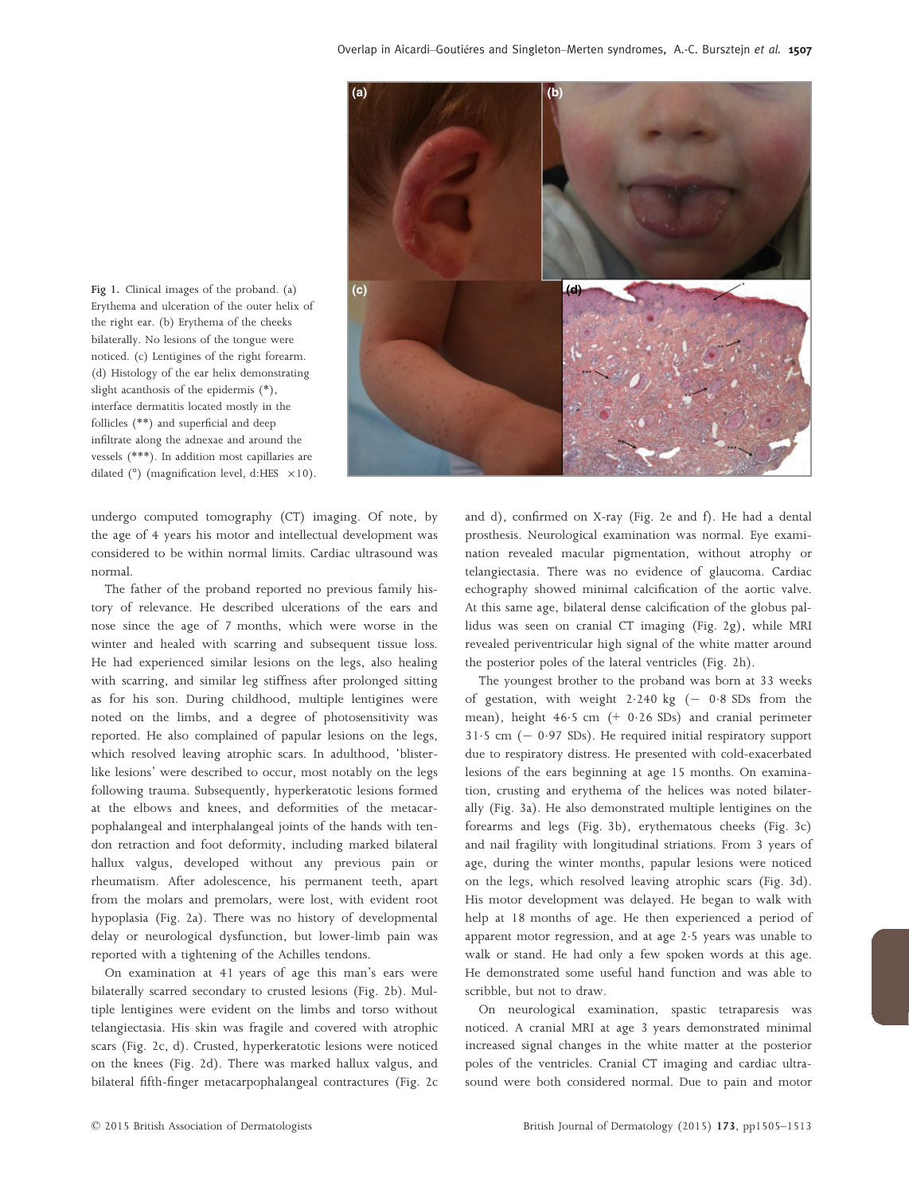Fig 1. Clinical images of the proband. (a) Erythema and ulceration of the outer helix of the right ear. (b) Erythema of the cheeks bilaterally. No lesions of the tongue were noticed. (c) Lentigines of the right forearm. (d) Histology of the ear helix demonstrating slight acanthosis of the epidermis (*), interface dermatitis located mostly in the follicles (**) and superficial and deep infiltrate along the adnexae and around the vessels (***). In addition most capillaries are dilated (°) (magnification level, d:HES ×10).

undergo computed tomography (CT) imaging. Of note, by the age of 4 years his motor and intellectual development was considered to be within normal limits. Cardiac ultrasound was normal.

The father of the proband reported no previous family history of relevance. He described ulcerations of the ears and nose since the age of 7 months, which were worse in the winter and healed with scarring and subsequent tissue loss. He had experienced similar lesions on the legs, also healing with scarring, and similar leg stiffness after prolonged sitting as for his son. During childhood, multiple lentigines were noted on the limbs, and a degree of photosensitivity was reported. He also complained of papular lesions on the legs, which resolved leaving atrophic scars. In adulthood, 'blister-like lesions' were described to occur, most notably on the legs following trauma. Subsequently, hyperkeratotic lesions formed at the elbows and knees, and deformities of the metacarpophalangeal and interphalangeal joints of the hands with tendon retraction and foot deformity, including marked bilateral hallux valgus, developed without any previous pain or rheumatism. After adolescence, his permanent teeth, apart from the molars and premolars, were lost, with evident root hypoplasia (Fig. 2a). There was no history of developmental delay or neurological dysfunction, but lower-limb pain was reported with a tightening of the Achilles tendons.

On examination at 41 years of age this man's ears were bilaterally scarred secondary to crusted lesions (Fig. 2b). Multiple lentigines were evident on the limbs and torso without telangiectasia. His skin was fragile and covered with atrophic scars (Fig. 2c, d). Crusted, hyperkeratotic lesions were noticed on the knees (Fig. 2d). There was marked hallux valgus, and bilateral fifth-finger metacarpophalangeal contractures (Fig. 2c and d), confirmed on X-ray (Fig. 2e and f). He had a dental prosthesis. Neurological examination was normal. Eye examination revealed macular pigmentation, without atrophy or telangiectasia. There was no evidence of glaucoma. Cardiac echography showed minimal calcification of the aortic valve. At this same age, bilateral dense calcification of the globus pallidus was seen on cranial CT imaging (Fig. 2g), while MRI revealed periventricular high signal of the white matter around the posterior poles of the lateral ventricles (Fig. 2h).

The youngest brother to the proband was born at 33 weeks of gestation, with weight 2·240 kg (− 0·8 SDs from the mean), height 46·5 cm (+ 0·26 SDs) and cranial perimeter 31·5 cm (− 0·97 SDs). He required initial respiratory support due to respiratory distress. He presented with cold-exacerbated lesions of the ears beginning at age 15 months. On examination, crusting and erythema of the helices was noted bilaterally (Fig. 3a). He also demonstrated multiple lentigines on the forearms and legs (Fig. 3b), erythematous cheeks (Fig. 3c) and nail fragility with longitudinal striations. From 3 years of age, during the winter months, papular lesions were noticed on the legs, which resolved leaving atrophic scars (Fig. 3d). His motor development was delayed. He began to walk with help at 18 months of age. He then experienced a period of apparent motor regression, and at age 2·5 years was unable to walk or stand. He had only a few spoken words at this age. He demonstrated some useful hand function and was able to scribble, but not to draw.

On neurological examination, spastic tetraparesis was noticed. A cranial MRI at age 3 years demonstrated minimal increased signal changes in the white matter at the posterior poles of the ventricles. Cranial CT imaging and cardiac ultrasound were both considered normal. Due to pain and motor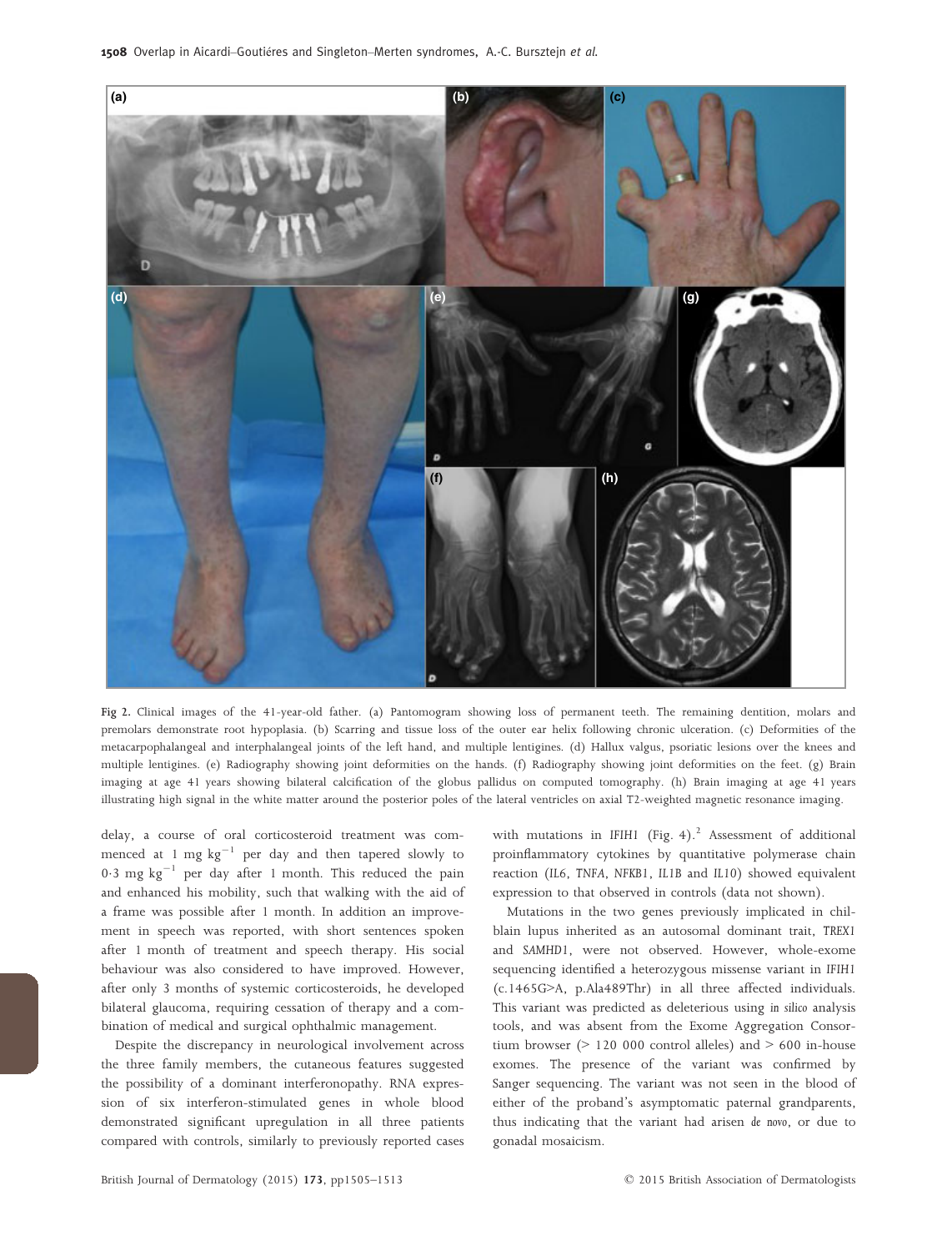Fig 2. Clinical images of the 41-year-old father. (a) Pantomogram showing loss of permanent teeth. The remaining dentition, molars and premolars demonstrate root hypoplasia. (b) Scarring and tissue loss of the outer ear helix following chronic ulceration. (c) Deformities of the metacarpophalangeal and interphalangeal joints of the left hand, and multiple lentigines. (d) Hallux valgus, psoriatic lesions over the knees and multiple lentigines. (e) Radiography showing joint deformities on the hands. (f) Radiography showing joint deformities on the feet. (g) Brain imaging at age 41 years showing bilateral calcification of the globus pallidus on computed tomography. (h) Brain imaging at age 41 years illustrating high signal in the white matter around the posterior poles of the lateral ventricles on axial T2-weighted magnetic resonance imaging.

delay, a course of oral corticosteroid treatment was commenced at 1 mg $kg^{-1}$ per day and then tapered slowly to 0·3 mg $kg^{-1}$ per day after 1 month. This reduced the pain and enhanced his mobility, such that walking with the aid of a frame was possible after 1 month. In addition an improvement in speech was reported, with short sentences spoken after 1 month of treatment and speech therapy. His social behaviour was also considered to have improved. However, after only 3 months of systemic corticosteroids, he developed bilateral glaucoma, requiring cessation of therapy and a combination of medical and surgical ophthalmic management.

Despite the discrepancy in neurological involvement across the three family members, the cutaneous features suggested the possibility of a dominant interferonopathy. RNA expression of six interferon-stimulated genes in whole blood demonstrated significant upregulation in all three patients compared with controls, similarly to previously reported cases with mutations in *IFIH1* (Fig. 4).[2] Assessment of additional proinflammatory cytokines by quantitative polymerase chain reaction (*IL6*, *TNFA*, *NFKB1*, *IL1B* and *IL10*) showed equivalent expression to that observed in controls (data not shown).

Mutations in the two genes previously implicated in chilblain lupus inherited as an autosomal dominant trait, *TREX1* and *SAMHD1*, were not observed. However, whole-exome sequencing identified a heterozygous missense variant in *IFIH1* (c.1465G>A, p.Ala489Thr) in all three affected individuals. This variant was predicted as deleterious using *in silico* analysis tools, and was absent from the Exome Aggregation Consortium browser (> 120 000 control alleles) and > 600 in-house exomes. The presence of the variant was confirmed by Sanger sequencing. The variant was not seen in the blood of either of the proband's asymptomatic paternal grandparents, thus indicating that the variant had arisen *de novo*, or due to gonadal mosaicism.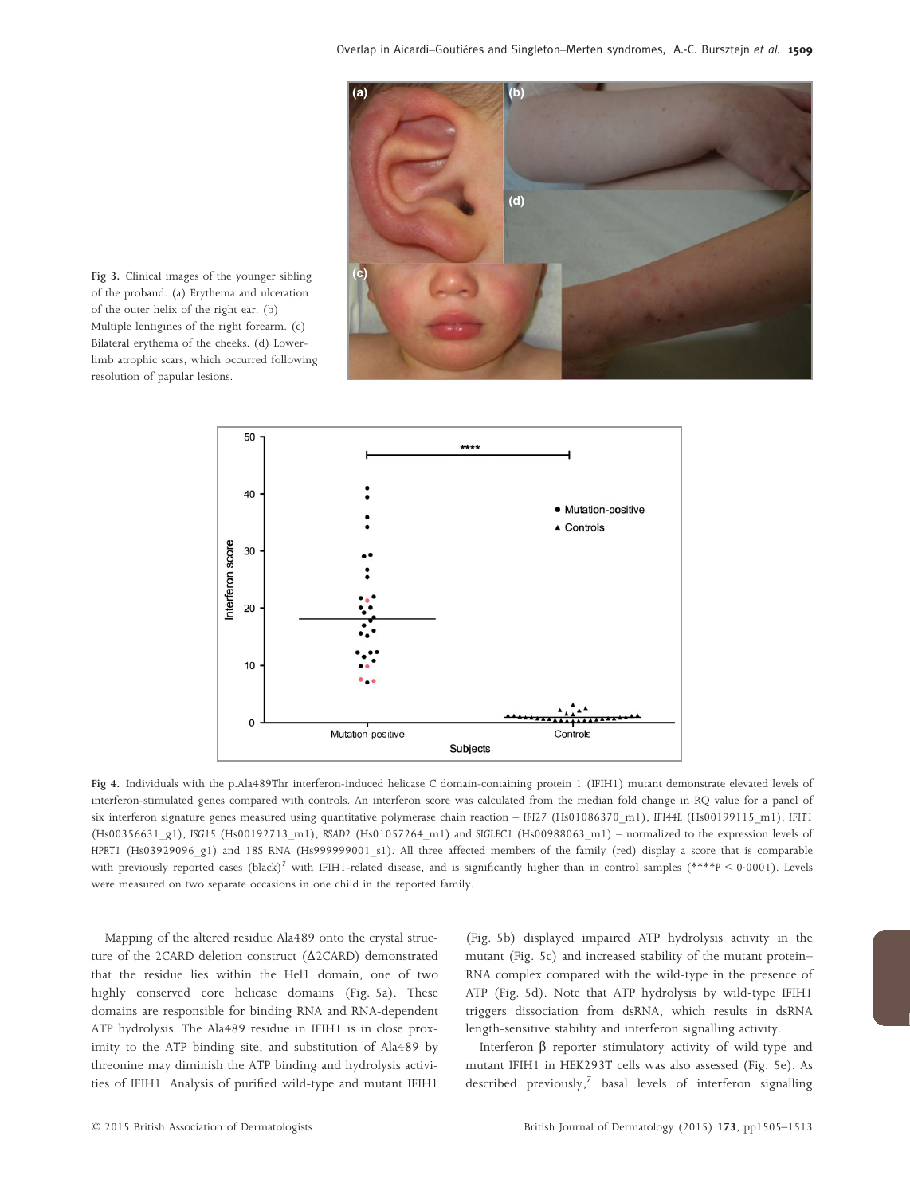Fig 3. Clinical images of the younger sibling of the proband. (a) Erythema and ulceration of the outer helix of the right ear. (b) Multiple lentigines of the right forearm. (c) Bilateral erythema of the cheeks. (d) Lower-limb atrophic scars, which occurred following resolution of papular lesions.

Fig 4. Individuals with the p.Ala489Thr interferon-induced helicase C domain-containing protein 1 (IFIH1) mutant demonstrate elevated levels of interferon-stimulated genes compared with controls. An interferon score was calculated from the median fold change in RQ value for a panel of six interferon signature genes measured using quantitative polymerase chain reaction – *IFI27* (Hs01086370_m1), *IFI44L* (Hs00199115_m1), *IFIT1* (Hs00356631_g1), *ISG15* (Hs00192713_m1), *RSAD2* (Hs01057264_m1) and *SIGLEC1* (Hs00988063_m1) – normalized to the expression levels of *HPRT1* (Hs03929096_g1) and 18S RNA (Hs999999001_s1). All three affected members of the family (red) display a score that is comparable with previously reported cases (black)[7] with IFIH1-related disease, and is significantly higher than in control samples (****$P < 0{\cdot}0001$). Levels were measured on two separate occasions in one child in the reported family.

Mapping of the altered residue Ala489 onto the crystal structure of the 2CARD deletion construct (Δ2CARD) demonstrated that the residue lies within the Hel1 domain, one of two highly conserved core helicase domains (Fig. 5a). These domains are responsible for binding RNA and RNA-dependent ATP hydrolysis. The Ala489 residue in IFIH1 is in close proximity to the ATP binding site, and substitution of Ala489 by threonine may diminish the ATP binding and hydrolysis activities of IFIH1. Analysis of purified wild-type and mutant IFIH1 (Fig. 5b) displayed impaired ATP hydrolysis activity in the mutant (Fig. 5c) and increased stability of the mutant protein–RNA complex compared with the wild-type in the presence of ATP (Fig. 5d). Note that ATP hydrolysis by wild-type IFIH1 triggers dissociation from dsRNA, which results in dsRNA length-sensitive stability and interferon signalling activity.

Interferon-β reporter stimulatory activity of wild-type and mutant IFIH1 in HEK293T cells was also assessed (Fig. 5e). As described previously,[7] basal levels of interferon signalling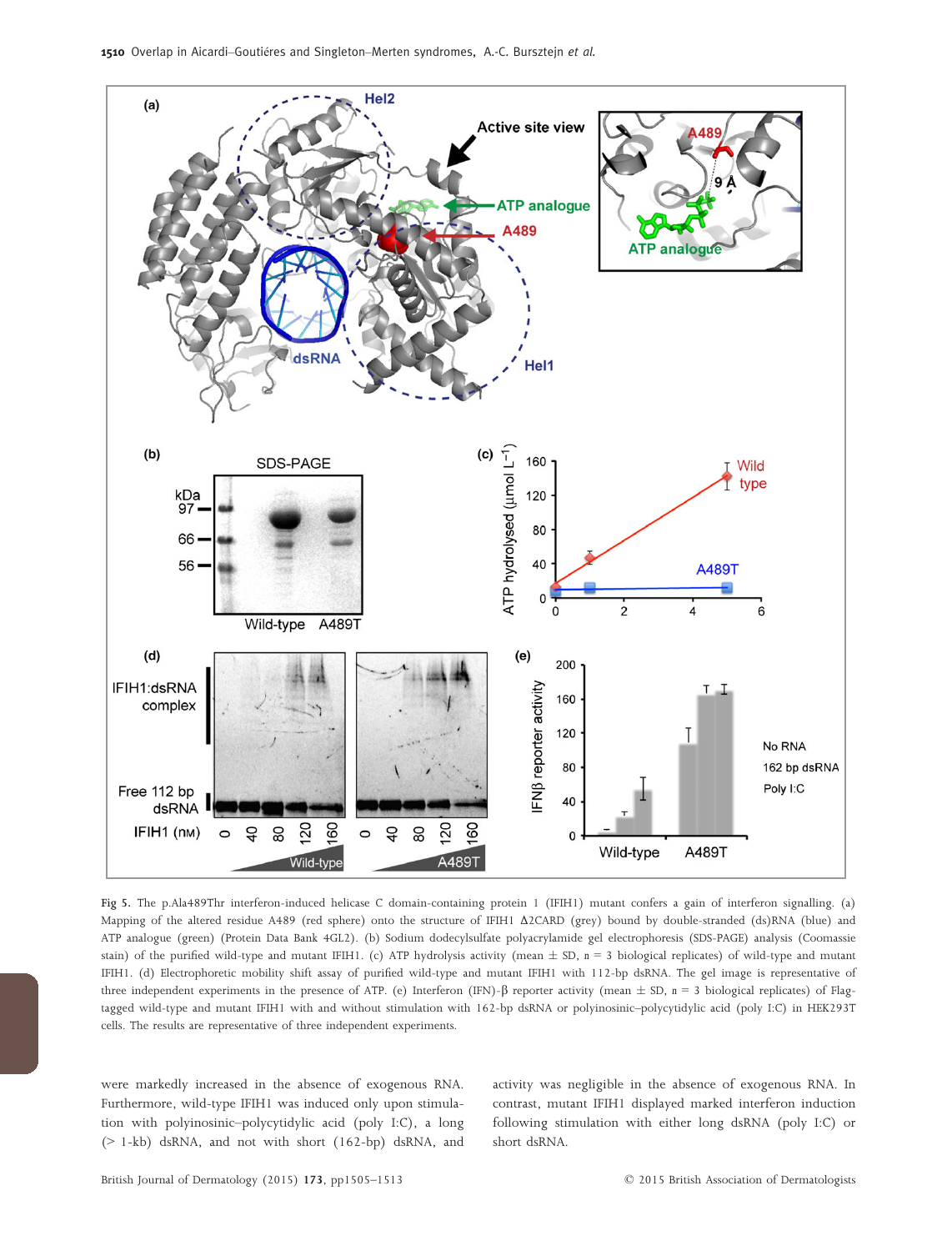Fig 5. The p.Ala489Thr interferon-induced helicase C domain-containing protein 1 (IFIH1) mutant confers a gain of interferon signalling. (a) Mapping of the altered residue A489 (red sphere) onto the structure of IFIH1 Δ2CARD (grey) bound by double-stranded (ds)RNA (blue) and ATP analogue (green) (Protein Data Bank 4GL2). (b) Sodium dodecylsulfate polyacrylamide gel electrophoresis (SDS-PAGE) analysis (Coomassie stain) of the purified wild-type and mutant IFIH1. (c) ATP hydrolysis activity (mean ± SD, n = 3 biological replicates) of wild-type and mutant IFIH1. (d) Electrophoretic mobility shift assay of purified wild-type and mutant IFIH1 with 112-bp dsRNA. The gel image is representative of three independent experiments in the presence of ATP. (e) Interferon (IFN)-β reporter activity (mean ± SD, n = 3 biological replicates) of Flag-tagged wild-type and mutant IFIH1 with and without stimulation with 162-bp dsRNA or polyinosinic–polycytidylic acid (poly I:C) in HEK293T cells. The results are representative of three independent experiments.

were markedly increased in the absence of exogenous RNA. Furthermore, wild-type IFIH1 was induced only upon stimulation with polyinosinic–polycytidylic acid (poly I:C), a long (> 1-kb) dsRNA, and not with short (162-bp) dsRNA, and activity was negligible in the absence of exogenous RNA. In contrast, mutant IFIH1 displayed marked interferon induction following stimulation with either long dsRNA (poly I:C) or short dsRNA.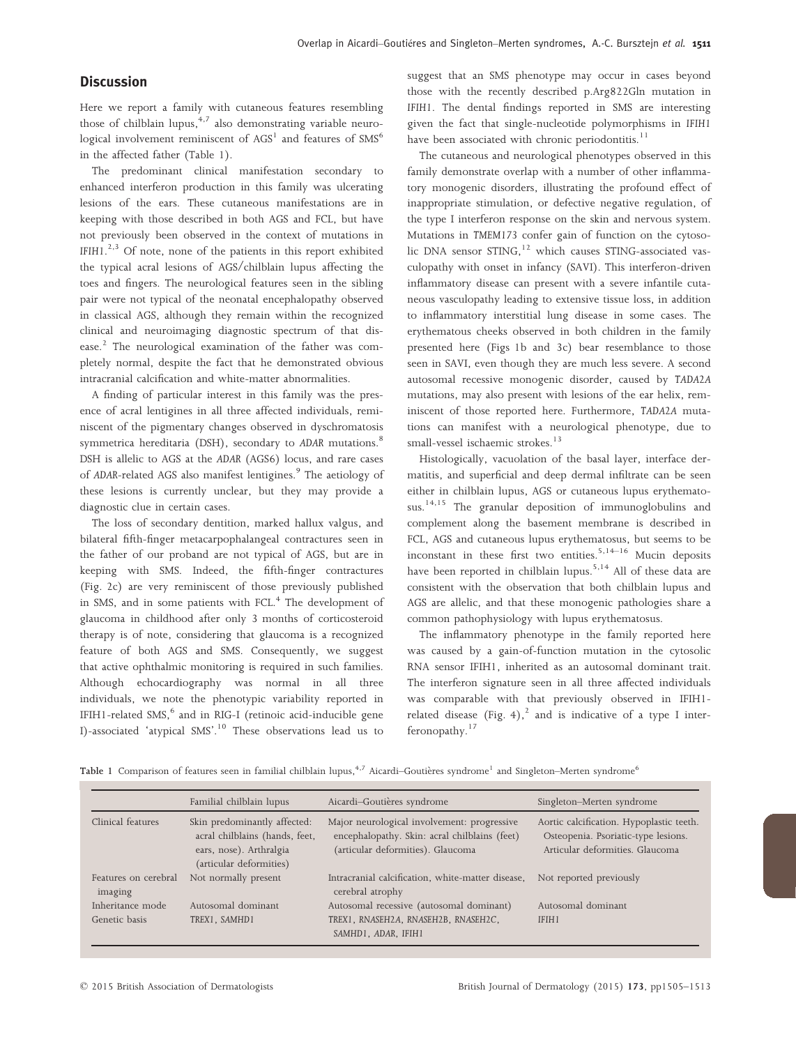## Discussion

Here we report a family with cutaneous features resembling those of chilblain lupus,[4,7] also demonstrating variable neurological involvement reminiscent of AGS[1] and features of SMS[6] in the affected father (Table 1).

The predominant clinical manifestation secondary to enhanced interferon production in this family was ulcerating lesions of the ears. These cutaneous manifestations are in keeping with those described in both AGS and FCL, but have not previously been observed in the context of mutations in *IFIH1*.[2,3] Of note, none of the patients in this report exhibited the typical acral lesions of AGS/chilblain lupus affecting the toes and fingers. The neurological features seen in the sibling pair were not typical of the neonatal encephalopathy observed in classical AGS, although they remain within the recognized clinical and neuroimaging diagnostic spectrum of that disease.[2] The neurological examination of the father was completely normal, despite the fact that he demonstrated obvious intracranial calcification and white-matter abnormalities.

A finding of particular interest in this family was the presence of acral lentigines in all three affected individuals, reminiscent of the pigmentary changes observed in dyschromatosis symmetrica hereditaria (DSH), secondary to *ADAR* mutations.[8] DSH is allelic to AGS at the *ADAR* (AGS6) locus, and rare cases of *ADAR*-related AGS also manifest lentigines.[9] The aetiology of these lesions is currently unclear, but they may provide a diagnostic clue in certain cases.

The loss of secondary dentition, marked hallux valgus, and bilateral fifth-finger metacarpophalangeal contractures seen in the father of our proband are not typical of AGS, but are in keeping with SMS. Indeed, the fifth-finger contractures (Fig. 2c) are very reminiscent of those previously published in SMS, and in some patients with FCL.[4] The development of glaucoma in childhood after only 3 months of corticosteroid therapy is of note, considering that glaucoma is a recognized feature of both AGS and SMS. Consequently, we suggest that active ophthalmic monitoring is required in such families. Although echocardiography was normal in all three individuals, we note the phenotypic variability reported in IFIH1-related SMS,[6] and in RIG-I (retinoic acid-inducible gene I)-associated 'atypical SMS'.[10] These observations lead us to suggest that an SMS phenotype may occur in cases beyond those with the recently described p.Arg822Gln mutation in *IFIH1*. The dental findings reported in SMS are interesting given the fact that single-nucleotide polymorphisms in *IFIH1* have been associated with chronic periodontitis.[11]

The cutaneous and neurological phenotypes observed in this family demonstrate overlap with a number of other inflammatory monogenic disorders, illustrating the profound effect of inappropriate stimulation, or defective negative regulation, of the type I interferon response on the skin and nervous system. Mutations in *TMEM173* confer gain of function on the cytosolic DNA sensor STING,[12] which causes STING-associated vasculopathy with onset in infancy (SAVI). This interferon-driven inflammatory disease can present with a severe infantile cutaneous vasculopathy leading to extensive tissue loss, in addition to inflammatory interstitial lung disease in some cases. The erythematous cheeks observed in both children in the family presented here (Figs 1b and 3c) bear resemblance to those seen in SAVI, even though they are much less severe. A second autosomal recessive monogenic disorder, caused by *TADA2A* mutations, may also present with lesions of the ear helix, reminiscent of those reported here. Furthermore, *TADA2A* mutations can manifest with a neurological phenotype, due to small-vessel ischaemic strokes.[13]

Histologically, vacuolation of the basal layer, interface dermatitis, and superficial and deep dermal infiltrate can be seen either in chilblain lupus, AGS or cutaneous lupus erythematosus.[14,15] The granular deposition of immunoglobulins and complement along the basement membrane is described in FCL, AGS and cutaneous lupus erythematosus, but seems to be inconstant in these first two entities.[5,14–16] Mucin deposits have been reported in chilblain lupus.[5,14] All of these data are consistent with the observation that both chilblain lupus and AGS are allelic, and that these monogenic pathologies share a common pathophysiology with lupus erythematosus.

The inflammatory phenotype in the family reported here was caused by a gain-of-function mutation in the cytosolic RNA sensor IFIH1, inherited as an autosomal dominant trait. The interferon signature seen in all three affected individuals was comparable with that previously observed in IFIH1-related disease (Fig. 4),[2] and is indicative of a type I interferonopathy.[17]

**Table 1** Comparison of features seen in familial chilblain lupus,[4,7] Aicardi–Goutières syndrome[1] and Singleton–Merten syndrome[6]

| | Familial chilblain lupus | Aicardi–Goutières syndrome | Singleton–Merten syndrome |
|---|---|---|---|
| Clinical features | Skin predominantly affected: acral chilblains (hands, feet, ears, nose). Arthralgia (articular deformities) | Major neurological involvement: progressive encephalopathy. Skin: acral chilblains (feet) (articular deformities). Glaucoma | Aortic calcification. Hypoplastic teeth. Osteopenia. Psoriatic-type lesions. Articular deformities. Glaucoma |
| Features on cerebral imaging | Not normally present | Intracranial calcification, white-matter disease, cerebral atrophy | Not reported previously |
| Inheritance mode | Autosomal dominant | Autosomal recessive (autosomal dominant) | Autosomal dominant |
| Genetic basis | *TREX1*, *SAMHD1* | *TREX1*, *RNASEH2A*, *RNASEH2B*, *RNASEH2C*, *SAMHD1*, *ADAR*, *IFIH1* | *IFIH1* |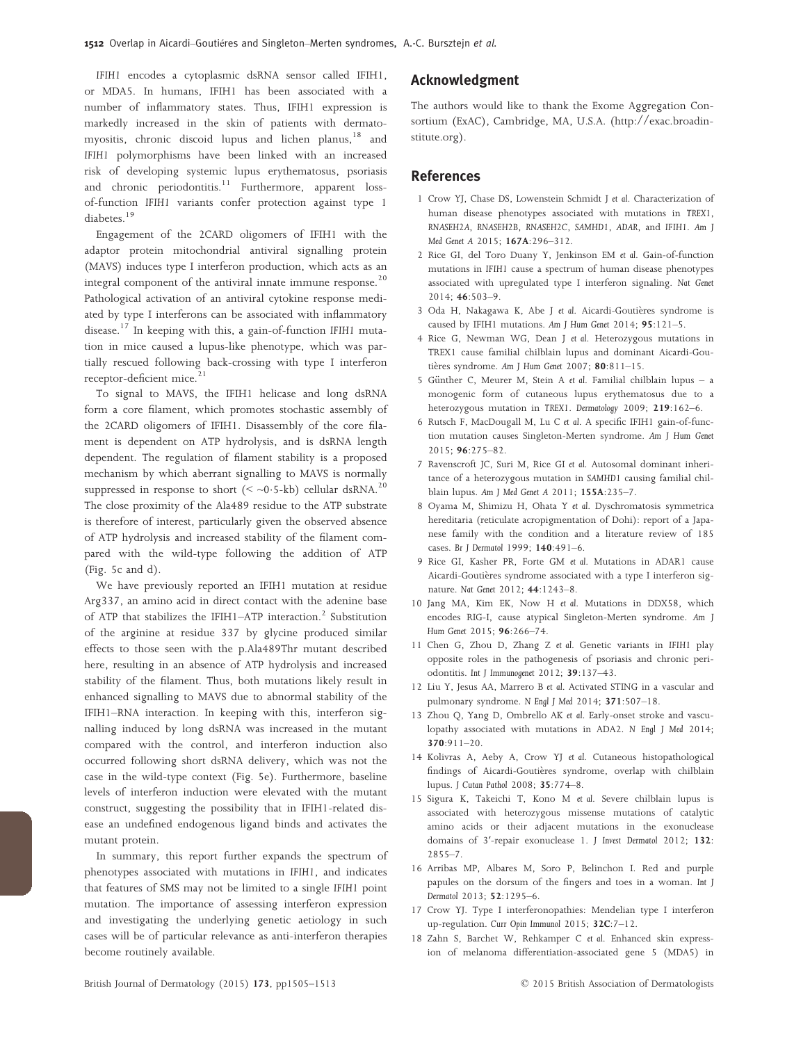IFIH1 encodes a cytoplasmic dsRNA sensor called IFIH1, or MDA5. In humans, IFIH1 has been associated with a number of inflammatory states. Thus, IFIH1 expression is markedly increased in the skin of patients with dermatomyositis, chronic discoid lupus and lichen planus,[18] and IFIH1 polymorphisms have been linked with an increased risk of developing systemic lupus erythematosus, psoriasis and chronic periodontitis.[11] Furthermore, apparent loss-of-function IFIH1 variants confer protection against type 1 diabetes.[19]

Engagement of the 2CARD oligomers of IFIH1 with the adaptor protein mitochondrial antiviral signalling protein (MAVS) induces type I interferon production, which acts as an integral component of the antiviral innate immune response.[20] Pathological activation of an antiviral cytokine response mediated by type I interferons can be associated with inflammatory disease.[17] In keeping with this, a gain-of-function IFIH1 mutation in mice caused a lupus-like phenotype, which was partially rescued following back-crossing with type I interferon receptor-deficient mice.[21]

To signal to MAVS, the IFIH1 helicase and long dsRNA form a core filament, which promotes stochastic assembly of the 2CARD oligomers of IFIH1. Disassembly of the core filament is dependent on ATP hydrolysis, and is dsRNA length dependent. The regulation of filament stability is a proposed mechanism by which aberrant signalling to MAVS is normally suppressed in response to short ($< \sim 0{\cdot}5$-kb) cellular dsRNA.[20] The close proximity of the Ala489 residue to the ATP substrate is therefore of interest, particularly given the observed absence of ATP hydrolysis and increased stability of the filament compared with the wild-type following the addition of ATP (Fig. 5c and d).

We have previously reported an IFIH1 mutation at residue Arg337, an amino acid in direct contact with the adenine base of ATP that stabilizes the IFIH1–ATP interaction.[2] Substitution of the arginine at residue 337 by glycine produced similar effects to those seen with the p.Ala489Thr mutant described here, resulting in an absence of ATP hydrolysis and increased stability of the filament. Thus, both mutations likely result in enhanced signalling to MAVS due to abnormal stability of the IFIH1–RNA interaction. In keeping with this, interferon signalling induced by long dsRNA was increased in the mutant compared with the control, and interferon induction also occurred following short dsRNA delivery, which was not the case in the wild-type context (Fig. 5e). Furthermore, baseline levels of interferon induction were elevated with the mutant construct, suggesting the possibility that in IFIH1-related disease an undefined endogenous ligand binds and activates the mutant protein.

In summary, this report further expands the spectrum of phenotypes associated with mutations in IFIH1, and indicates that features of SMS may not be limited to a single IFIH1 point mutation. The importance of assessing interferon expression and investigating the underlying genetic aetiology in such cases will be of particular relevance as anti-interferon therapies become routinely available.

## Acknowledgment

The authors would like to thank the Exome Aggregation Consortium (ExAC), Cambridge, MA, U.S.A. (http://exac.broadinstitute.org).

## References

1 Crow YJ, Chase DS, Lowenstein Schmidt J et al. Characterization of human disease phenotypes associated with mutations in TREX1, RNASEH2A, RNASEH2B, RNASEH2C, SAMHD1, ADAR, and IFIH1. Am J Med Genet A 2015; **167A**:296–312.

2 Rice GI, del Toro Duany Y, Jenkinson EM et al. Gain-of-function mutations in IFIH1 cause a spectrum of human disease phenotypes associated with upregulated type I interferon signaling. Nat Genet 2014; **46**:503–9.

3 Oda H, Nakagawa K, Abe J et al. Aicardi-Goutières syndrome is caused by IFIH1 mutations. Am J Hum Genet 2014; **95**:121–5.

4 Rice G, Newman WG, Dean J et al. Heterozygous mutations in TREX1 cause familial chilblain lupus and dominant Aicardi-Goutières syndrome. Am J Hum Genet 2007; **80**:811–15.

5 Günther C, Meurer M, Stein A et al. Familial chilblain lupus – a monogenic form of cutaneous lupus erythematosus due to a heterozygous mutation in TREX1. Dermatology 2009; **219**:162–6.

6 Rutsch F, MacDougall M, Lu C et al. A specific IFIH1 gain-of-function mutation causes Singleton-Merten syndrome. Am J Hum Genet 2015; **96**:275–82.

7 Ravenscroft JC, Suri M, Rice GI et al. Autosomal dominant inheritance of a heterozygous mutation in SAMHD1 causing familial chilblain lupus. Am J Med Genet A 2011; **155A**:235–7.

8 Oyama M, Shimizu H, Ohata Y et al. Dyschromatosis symmetrica hereditaria (reticulate acropigmentation of Dohi): report of a Japanese family with the condition and a literature review of 185 cases. Br J Dermatol 1999; **140**:491–6.

9 Rice GI, Kasher PR, Forte GM et al. Mutations in ADAR1 cause Aicardi-Goutières syndrome associated with a type I interferon signature. Nat Genet 2012; **44**:1243–8.

10 Jang MA, Kim EK, Now H et al. Mutations in DDX58, which encodes RIG-I, cause atypical Singleton-Merten syndrome. Am J Hum Genet 2015; **96**:266–74.

11 Chen G, Zhou D, Zhang Z et al. Genetic variants in IFIH1 play opposite roles in the pathogenesis of psoriasis and chronic periodontitis. Int J Immunogenet 2012; **39**:137–43.

12 Liu Y, Jesus AA, Marrero B et al. Activated STING in a vascular and pulmonary syndrome. N Engl J Med 2014; **371**:507–18.

13 Zhou Q, Yang D, Ombrello AK et al. Early-onset stroke and vasculopathy associated with mutations in ADA2. N Engl J Med 2014; **370**:911–20.

14 Kolivras A, Aeby A, Crow YJ et al. Cutaneous histopathological findings of Aicardi-Goutières syndrome, overlap with chilblain lupus. J Cutan Pathol 2008; **35**:774–8.

15 Sigura K, Takeichi T, Kono M et al. Severe chilblain lupus is associated with heterozygous missense mutations of catalytic amino acids or their adjacent mutations in the exonuclease domains of 3′-repair exonuclease 1. J Invest Dermatol 2012; **132**: 2855–7.

16 Arribas MP, Albares M, Soro P, Belinchon I. Red and purple papules on the dorsum of the fingers and toes in a woman. Int J Dermatol 2013; **52**:1295–6.

17 Crow YJ. Type I interferonopathies: Mendelian type I interferon up-regulation. Curr Opin Immunol 2015; **32C**:7–12.

18 Zahn S, Barchet W, Rehkamper C et al. Enhanced skin expression of melanoma differentiation-associated gene 5 (MDA5) in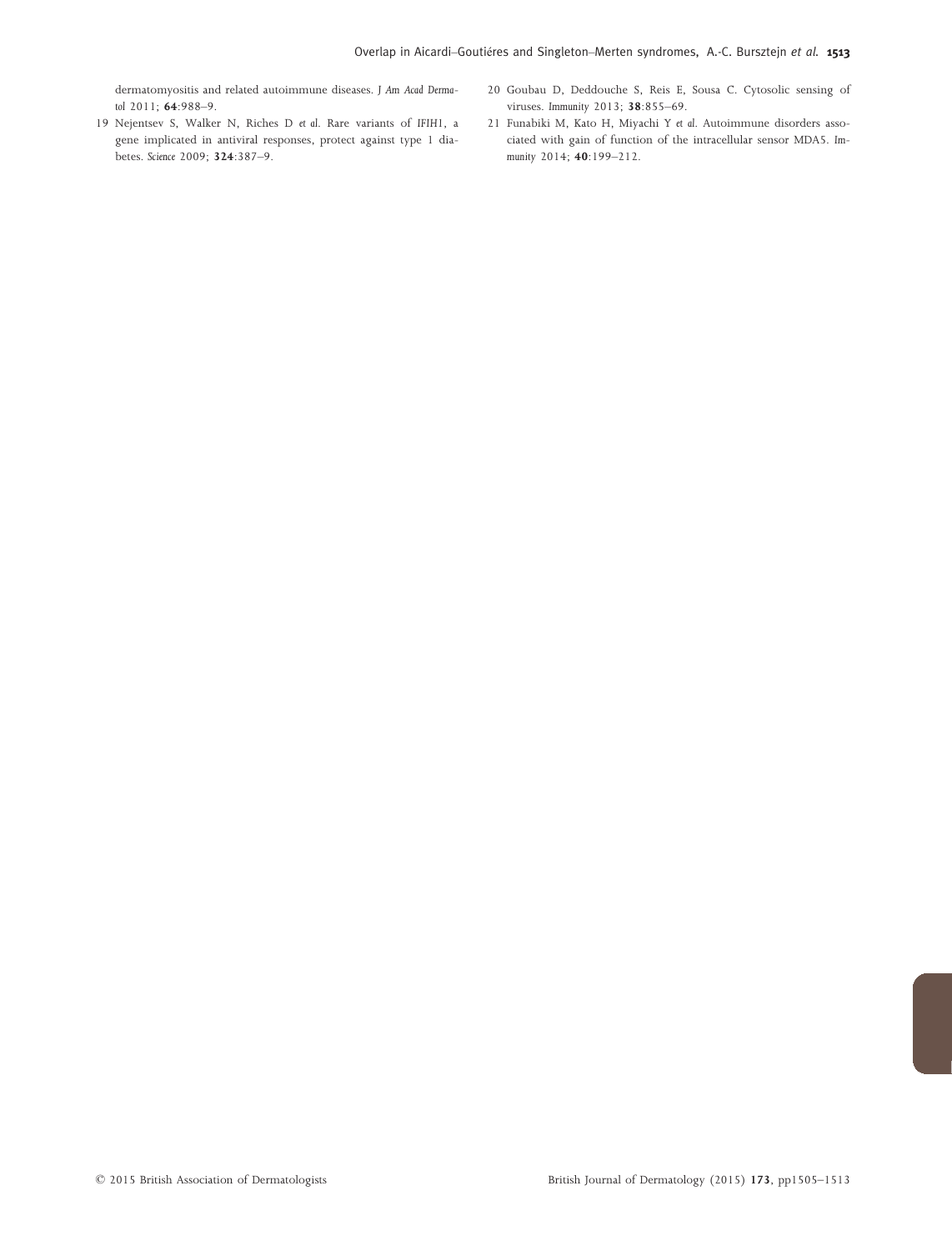dermatomyositis and related autoimmune diseases. *J Am Acad Dermatol* 2011; **64**:988–9.

19 Nejentsev S, Walker N, Riches D *et al.* Rare variants of *IFIH1*, a gene implicated in antiviral responses, protect against type 1 diabetes. *Science* 2009; **324**:387–9.

20 Goubau D, Deddouche S, Reis E, Sousa C. Cytosolic sensing of viruses. *Immunity* 2013; **38**:855–69.

21 Funabiki M, Kato H, Miyachi Y *et al.* Autoimmune disorders associated with gain of function of the intracellular sensor MDA5. *Immunity* 2014; **40**:199–212.